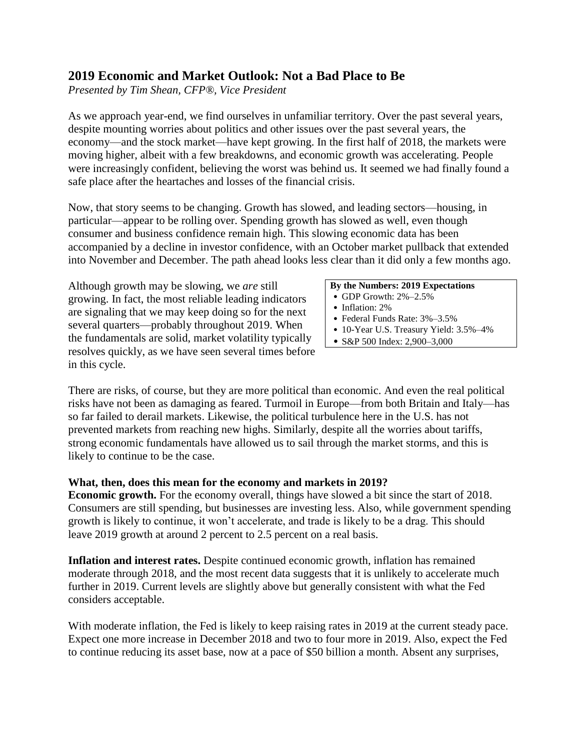## 2019 Economic and Market Outlook: Not a Bad Place to Be

*Presented by Tim Shean, CFP®, Vice President*

As we approach year-end, we find ourselves in unfamiliar territory. Over the past several years, despite mounting worries about politics and other issues over the past several years, the economy—and the stock market—have kept growing. In the first half of 2018, the markets were moving higher, albeit with a few breakdowns, and economic growth was accelerating. People were increasingly confident, believing the worst was behind us. It seemed we had finally found a safe place after the heartaches and losses of the financial crisis.

Now, that story seems to be changing. Growth has slowed, and leading sectors—housing, in particular—appear to be rolling over. Spending growth has slowed as well, even though consumer and business confidence remain high. This slowing economic data has been accompanied by a decline in investor confidence, with an October market pullback that extended into November and December. The path ahead looks less clear than it did only a few months ago.

Although growth may be slowing, we *are* still growing. In fact, the most reliable leading indicators are signaling that we may keep doing so for the next several quarters—probably throughout 2019. When the fundamentals are solid, market volatility typically resolves quickly, as we have seen several times before in this cycle.

**By the Numbers: 2019 Expectations**

- GDP Growth: 2%–2.5%
- Inflation: 2%
- Federal Funds Rate: 3%–3.5%
- 10-Year U.S. Treasury Yield: 3.5%–4%
- S&P 500 Index: 2,900–3,000

There are risks, of course, but they are more political than economic. And even the real political risks have not been as damaging as feared. Turmoil in Europe—from both Britain and Italy—has so far failed to derail markets. Likewise, the political turbulence here in the U.S. has not prevented markets from reaching new highs. Similarly, despite all the worries about tariffs, strong economic fundamentals have allowed us to sail through the market storms, and this is likely to continue to be the case.

**What, then, does this mean for the economy and markets in 2019?**

**Economic growth.** For the economy overall, things have slowed a bit since the start of 2018. Consumers are still spending, but businesses are investing less. Also, while government spending growth is likely to continue, it won't accelerate, and trade is likely to be a drag. This should leave 2019 growth at around 2 percent to 2.5 percent on a real basis.

**Inflation and interest rates.** Despite continued economic growth, inflation has remained moderate through 2018, and the most recent data suggests that it is unlikely to accelerate much further in 2019. Current levels are slightly above but generally consistent with what the Fed considers acceptable.

With moderate inflation, the Fed is likely to keep raising rates in 2019 at the current steady pace. Expect one more increase in December 2018 and two to four more in 2019. Also, expect the Fed to continue reducing its asset base, now at a pace of $50 billion a month. Absent any surprises,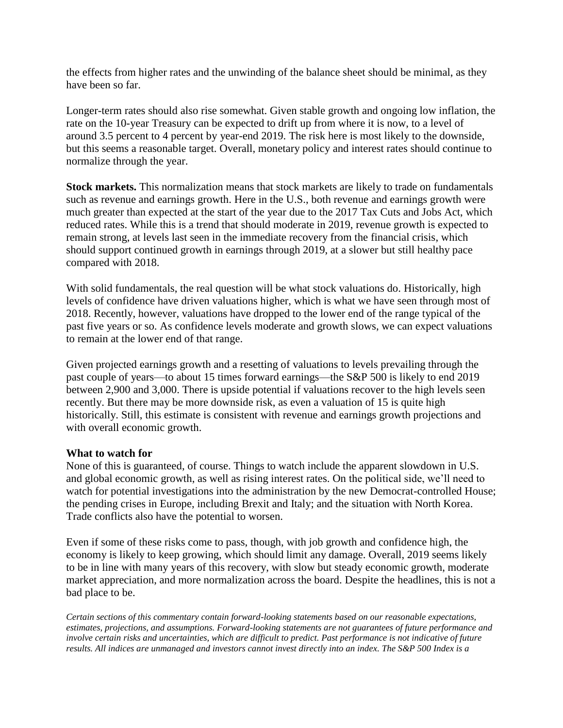the effects from higher rates and the unwinding of the balance sheet should be minimal, as they have been so far.

Longer-term rates should also rise somewhat. Given stable growth and ongoing low inflation, the rate on the 10-year Treasury can be expected to drift up from where it is now, to a level of around 3.5 percent to 4 percent by year-end 2019. The risk here is most likely to the downside, but this seems a reasonable target. Overall, monetary policy and interest rates should continue to normalize through the year.

**Stock markets.** This normalization means that stock markets are likely to trade on fundamentals such as revenue and earnings growth. Here in the U.S., both revenue and earnings growth were much greater than expected at the start of the year due to the 2017 Tax Cuts and Jobs Act, which reduced rates. While this is a trend that should moderate in 2019, revenue growth is expected to remain strong, at levels last seen in the immediate recovery from the financial crisis, which should support continued growth in earnings through 2019, at a slower but still healthy pace compared with 2018.

With solid fundamentals, the real question will be what stock valuations do. Historically, high levels of confidence have driven valuations higher, which is what we have seen through most of 2018. Recently, however, valuations have dropped to the lower end of the range typical of the past five years or so. As confidence levels moderate and growth slows, we can expect valuations to remain at the lower end of that range.

Given projected earnings growth and a resetting of valuations to levels prevailing through the past couple of years—to about 15 times forward earnings—the S&P 500 is likely to end 2019 between 2,900 and 3,000. There is upside potential if valuations recover to the high levels seen recently. But there may be more downside risk, as even a valuation of 15 is quite high historically. Still, this estimate is consistent with revenue and earnings growth projections and with overall economic growth.

**What to watch for**

None of this is guaranteed, of course. Things to watch include the apparent slowdown in U.S. and global economic growth, as well as rising interest rates. On the political side, we'll need to watch for potential investigations into the administration by the new Democrat-controlled House; the pending crises in Europe, including Brexit and Italy; and the situation with North Korea. Trade conflicts also have the potential to worsen.

Even if some of these risks come to pass, though, with job growth and confidence high, the economy is likely to keep growing, which should limit any damage. Overall, 2019 seems likely to be in line with many years of this recovery, with slow but steady economic growth, moderate market appreciation, and more normalization across the board. Despite the headlines, this is not a bad place to be.

*Certain sections of this commentary contain forward-looking statements based on our reasonable expectations, estimates, projections, and assumptions. Forward-looking statements are not guarantees of future performance and involve certain risks and uncertainties, which are difficult to predict. Past performance is not indicative of future results. All indices are unmanaged and investors cannot invest directly into an index. The S&P 500 Index is a*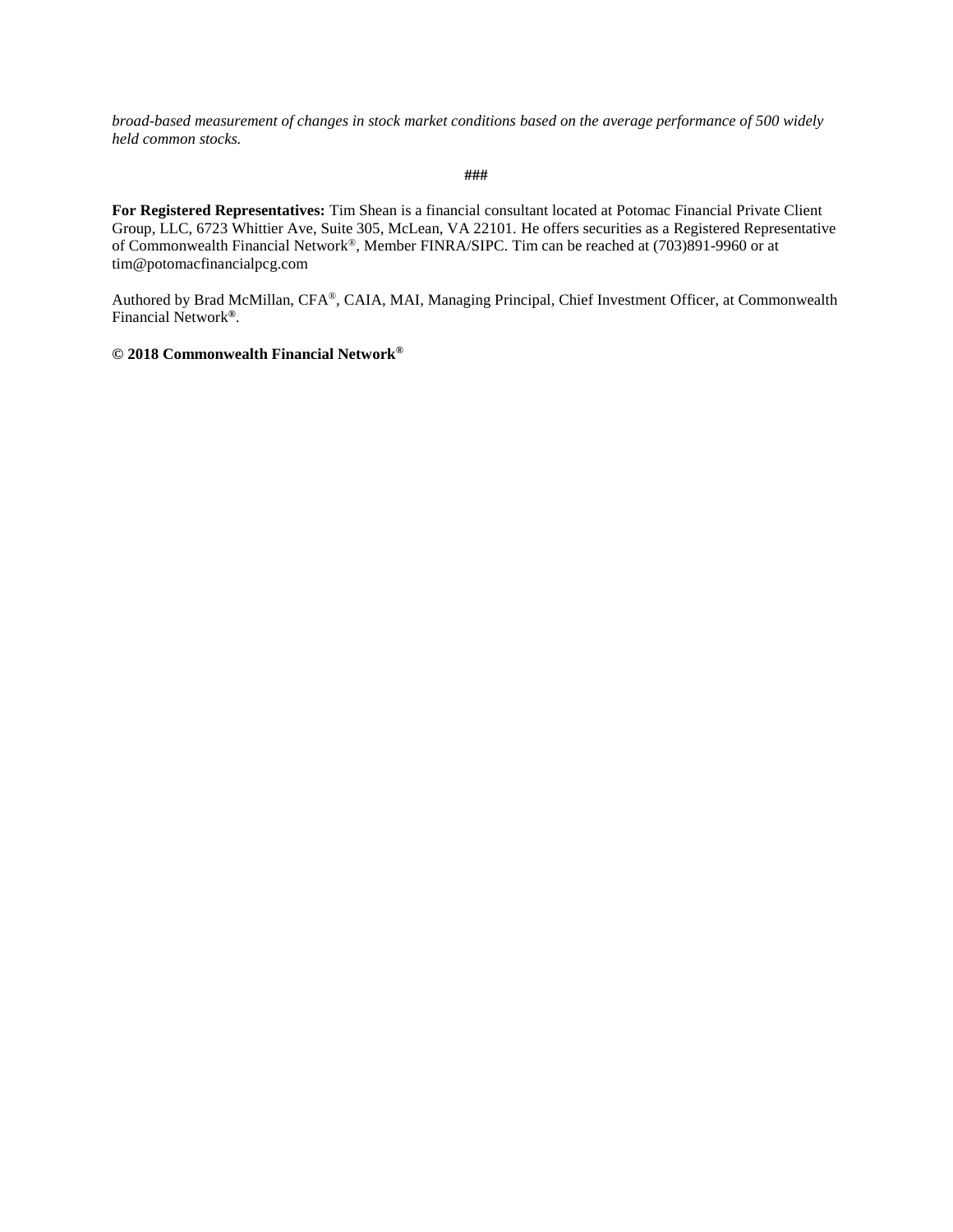*broad-based measurement of changes in stock market conditions based on the average performance of 500 widely held common stocks.*

**###**

**For Registered Representatives:** Tim Shean is a financial consultant located at Potomac Financial Private Client Group, LLC, 6723 Whittier Ave, Suite 305, McLean, VA 22101. He offers securities as a Registered Representative of Commonwealth Financial Network®, Member FINRA/SIPC. Tim can be reached at (703)891-9960 or at tim@potomacfinancialpcg.com

Authored by Brad McMillan, CFA®, CAIA, MAI, Managing Principal, Chief Investment Officer, at Commonwealth Financial Network®.

**© 2018 Commonwealth Financial Network®**